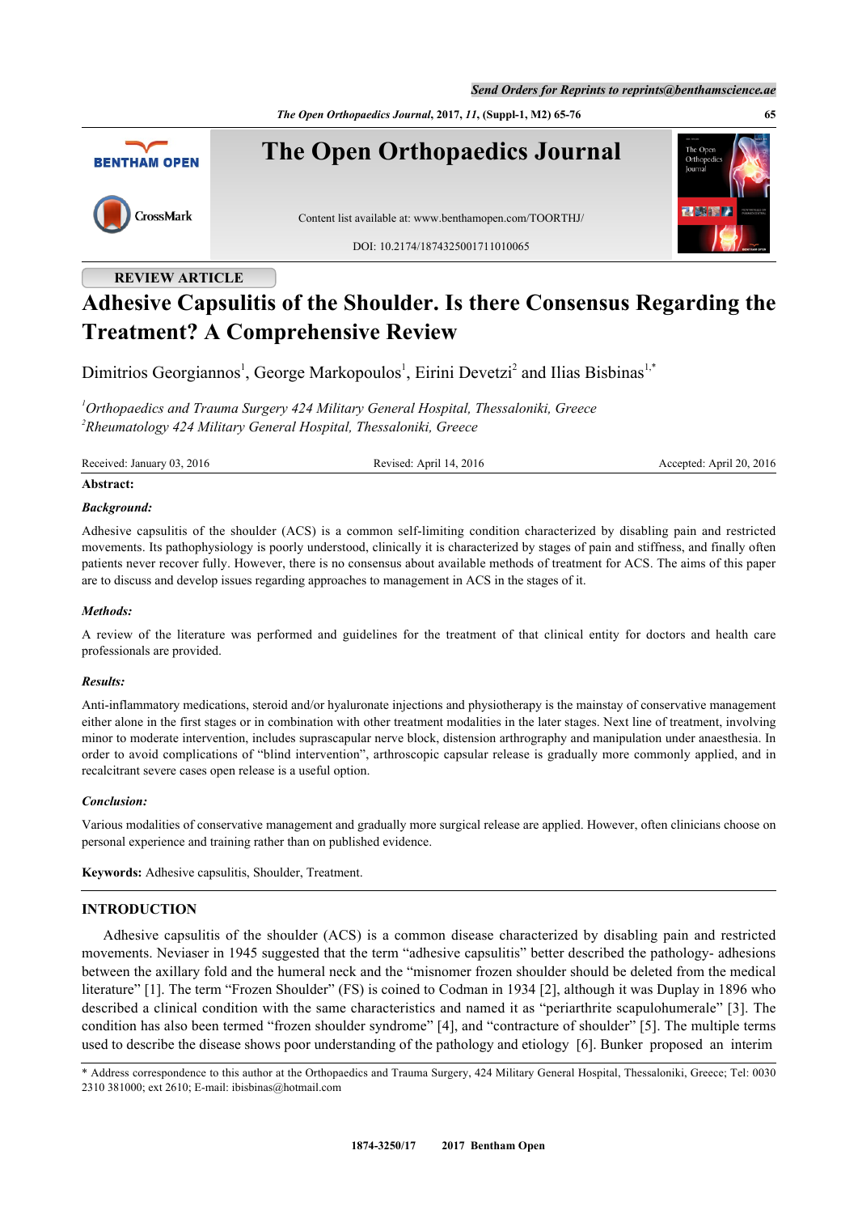**REVIEW ARTICLE**

# Adhesive Capsulitis of the Shoulder. Is there Consensus Regarding the Treatment? A Comprehensive Review

Dimitrios Georgiannos[1], George Markopoulos[1], Eirini Devetzi[2] and Ilias Bisbinas[1,*]

[1]*Orthopaedics and Trauma Surgery 424 Military General Hospital, Thessaloniki, Greece*
[2]*Rheumatology 424 Military General Hospital, Thessaloniki, Greece*

Received: January 03, 2016 Revised: April 14, 2016 Accepted: April 20, 2016

**Abstract:**

***Background:***

Adhesive capsulitis of the shoulder (ACS) is a common self-limiting condition characterized by disabling pain and restricted movements. Its pathophysiology is poorly understood, clinically it is characterized by stages of pain and stiffness, and finally often patients never recover fully. However, there is no consensus about available methods of treatment for ACS. The aims of this paper are to discuss and develop issues regarding approaches to management in ACS in the stages of it.

***Methods:***

A review of the literature was performed and guidelines for the treatment of that clinical entity for doctors and health care professionals are provided.

***Results:***

Anti-inflammatory medications, steroid and/or hyaluronate injections and physiotherapy is the mainstay of conservative management either alone in the first stages or in combination with other treatment modalities in the later stages. Next line of treatment, involving minor to moderate intervention, includes suprascapular nerve block, distension arthrography and manipulation under anaesthesia. In order to avoid complications of "blind intervention", arthroscopic capsular release is gradually more commonly applied, and in recalcitrant severe cases open release is a useful option.

***Conclusion:***

Various modalities of conservative management and gradually more surgical release are applied. However, often clinicians choose on personal experience and training rather than on published evidence.

**Keywords:** Adhesive capsulitis, Shoulder, Treatment.

## INTRODUCTION

Adhesive capsulitis of the shoulder (ACS) is a common disease characterized by disabling pain and restricted movements. Neviaser in 1945 suggested that the term "adhesive capsulitis" better described the pathology- adhesions between the axillary fold and the humeral neck and the "misnomer frozen shoulder should be deleted from the medical literature" [1]. The term "Frozen Shoulder" (FS) is coined to Codman in 1934 [2], although it was Duplay in 1896 who described a clinical condition with the same characteristics and named it as "periarthrite scapulohumerale" [3]. The condition has also been termed "frozen shoulder syndrome" [4], and "contracture of shoulder" [5]. The multiple terms used to describe the disease shows poor understanding of the pathology and etiology [6]. Bunker proposed an interim

\* Address correspondence to this author at the Orthopaedics and Trauma Surgery, 424 Military General Hospital, Thessaloniki, Greece; Tel: 0030 2310 381000; ext 2610; E-mail: ibisbinas@hotmail.com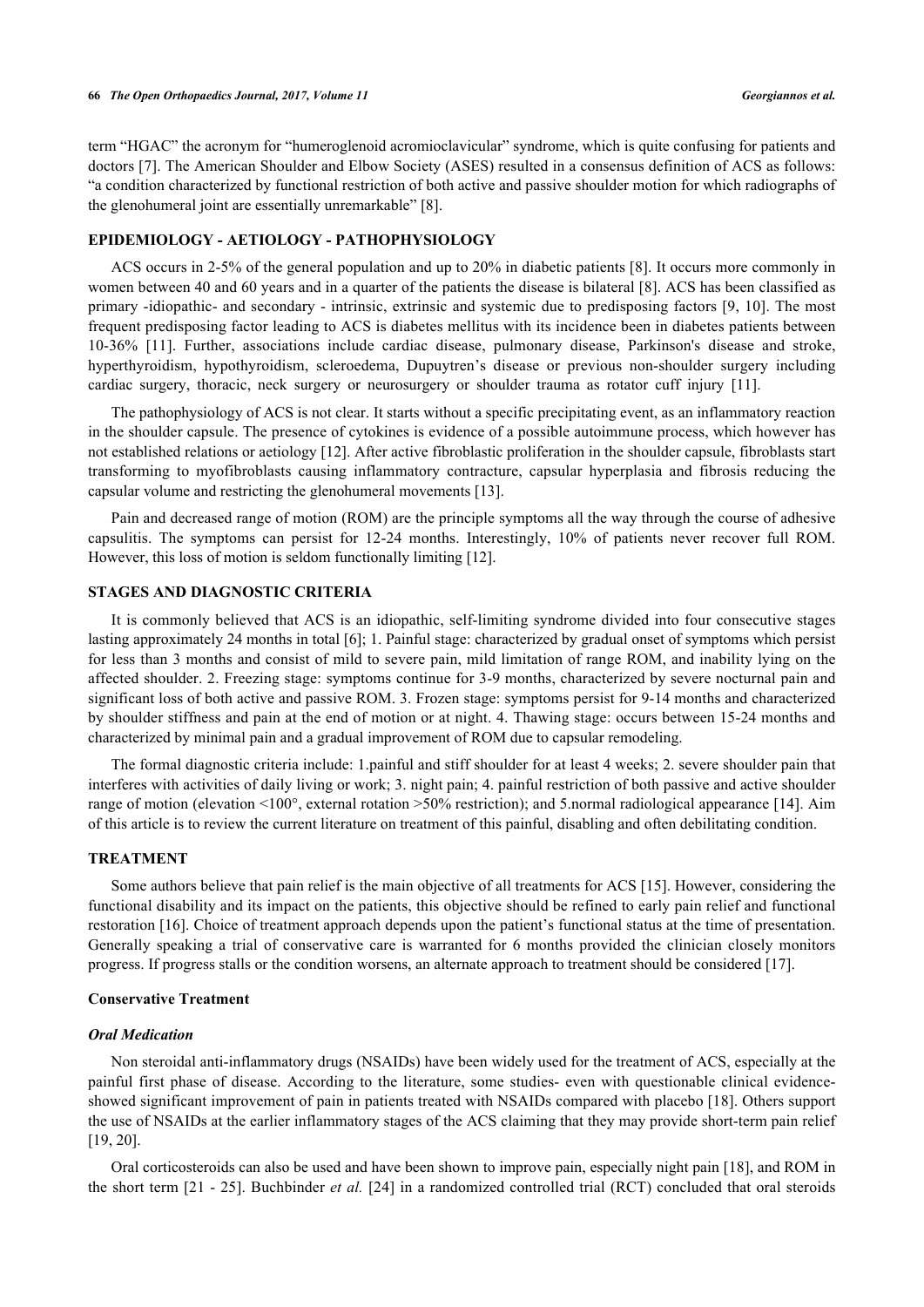term "HGAC" the acronym for "humeroglenoid acromioclavicular" syndrome, which is quite confusing for patients and doctors [7]. The American Shoulder and Elbow Society (ASES) resulted in a consensus definition of ACS as follows: "a condition characterized by functional restriction of both active and passive shoulder motion for which radiographs of the glenohumeral joint are essentially unremarkable" [8].

## EPIDEMIOLOGY - AETIOLOGY - PATHOPHYSIOLOGY

ACS occurs in 2-5% of the general population and up to 20% in diabetic patients [8]. It occurs more commonly in women between 40 and 60 years and in a quarter of the patients the disease is bilateral [8]. ACS has been classified as primary -idiopathic- and secondary - intrinsic, extrinsic and systemic due to predisposing factors [9, 10]. The most frequent predisposing factor leading to ACS is diabetes mellitus with its incidence been in diabetes patients between 10-36% [11]. Further, associations include cardiac disease, pulmonary disease, Parkinson's disease and stroke, hyperthyroidism, hypothyroidism, scleroedema, Dupuytren's disease or previous non-shoulder surgery including cardiac surgery, thoracic, neck surgery or neurosurgery or shoulder trauma as rotator cuff injury [11].

The pathophysiology of ACS is not clear. It starts without a specific precipitating event, as an inflammatory reaction in the shoulder capsule. The presence of cytokines is evidence of a possible autoimmune process, which however has not established relations or aetiology [12]. After active fibroblastic proliferation in the shoulder capsule, fibroblasts start transforming to myofibroblasts causing inflammatory contracture, capsular hyperplasia and fibrosis reducing the capsular volume and restricting the glenohumeral movements [13].

Pain and decreased range of motion (ROM) are the principle symptoms all the way through the course of adhesive capsulitis. The symptoms can persist for 12-24 months. Interestingly, 10% of patients never recover full ROM. However, this loss of motion is seldom functionally limiting [12].

## STAGES AND DIAGNOSTIC CRITERIA

It is commonly believed that ACS is an idiopathic, self-limiting syndrome divided into four consecutive stages lasting approximately 24 months in total [6]; 1. Painful stage: characterized by gradual onset of symptoms which persist for less than 3 months and consist of mild to severe pain, mild limitation of range ROM, and inability lying on the affected shoulder. 2. Freezing stage: symptoms continue for 3-9 months, characterized by severe nocturnal pain and significant loss of both active and passive ROM. 3. Frozen stage: symptoms persist for 9-14 months and characterized by shoulder stiffness and pain at the end of motion or at night. 4. Thawing stage: occurs between 15-24 months and characterized by minimal pain and a gradual improvement of ROM due to capsular remodeling.

The formal diagnostic criteria include: 1.painful and stiff shoulder for at least 4 weeks; 2. severe shoulder pain that interferes with activities of daily living or work; 3. night pain; 4. painful restriction of both passive and active shoulder range of motion (elevation <100°, external rotation >50% restriction); and 5.normal radiological appearance [14]. Aim of this article is to review the current literature on treatment of this painful, disabling and often debilitating condition.

## TREATMENT

Some authors believe that pain relief is the main objective of all treatments for ACS [15]. However, considering the functional disability and its impact on the patients, this objective should be refined to early pain relief and functional restoration [16]. Choice of treatment approach depends upon the patient's functional status at the time of presentation. Generally speaking a trial of conservative care is warranted for 6 months provided the clinician closely monitors progress. If progress stalls or the condition worsens, an alternate approach to treatment should be considered [17].

### Conservative Treatment

#### *Oral Medication*

Non steroidal anti-inflammatory drugs (NSAIDs) have been widely used for the treatment of ACS, especially at the painful first phase of disease. According to the literature, some studies- even with questionable clinical evidence- showed significant improvement of pain in patients treated with NSAIDs compared with placebo [18]. Others support the use of NSAIDs at the earlier inflammatory stages of the ACS claiming that they may provide short-term pain relief [19, 20].

Oral corticosteroids can also be used and have been shown to improve pain, especially night pain [18], and ROM in the short term [21 - 25]. Buchbinder *et al.* [24] in a randomized controlled trial (RCT) concluded that oral steroids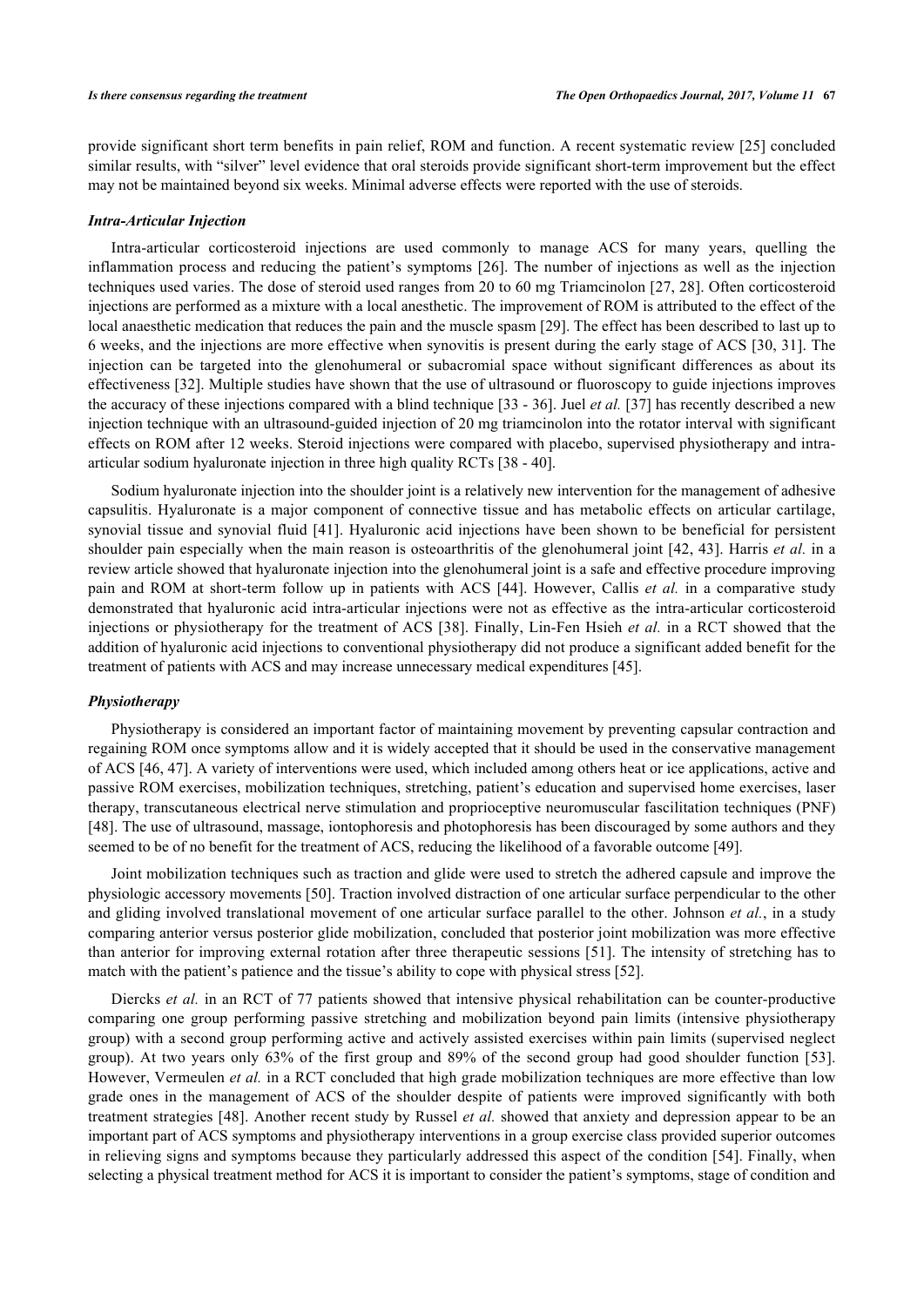provide significant short term benefits in pain relief, ROM and function. A recent systematic review [25] concluded similar results, with "silver" level evidence that oral steroids provide significant short-term improvement but the effect may not be maintained beyond six weeks. Minimal adverse effects were reported with the use of steroids.

### *Intra-Articular Injection*

Intra-articular corticosteroid injections are used commonly to manage ACS for many years, quelling the inflammation process and reducing the patient's symptoms [26]. The number of injections as well as the injection techniques used varies. The dose of steroid used ranges from 20 to 60 mg Triamcinolon [27, 28]. Often corticosteroid injections are performed as a mixture with a local anesthetic. The improvement of ROM is attributed to the effect of the local anaesthetic medication that reduces the pain and the muscle spasm [29]. The effect has been described to last up to 6 weeks, and the injections are more effective when synovitis is present during the early stage of ACS [30, 31]. The injection can be targeted into the glenohumeral or subacromial space without significant differences as about its effectiveness [32]. Multiple studies have shown that the use of ultrasound or fluoroscopy to guide injections improves the accuracy of these injections compared with a blind technique [33 - 36]. Juel *et al.* [37] has recently described a new injection technique with an ultrasound-guided injection of 20 mg triamcinolon into the rotator interval with significant effects on ROM after 12 weeks. Steroid injections were compared with placebo, supervised physiotherapy and intra-articular sodium hyaluronate injection in three high quality RCTs [38 - 40].

Sodium hyaluronate injection into the shoulder joint is a relatively new intervention for the management of adhesive capsulitis. Hyaluronate is a major component of connective tissue and has metabolic effects on articular cartilage, synovial tissue and synovial fluid [41]. Hyaluronic acid injections have been shown to be beneficial for persistent shoulder pain especially when the main reason is osteoarthritis of the glenohumeral joint [42, 43]. Harris *et al.* in a review article showed that hyaluronate injection into the glenohumeral joint is a safe and effective procedure improving pain and ROM at short-term follow up in patients with ACS [44]. However, Callis *et al.* in a comparative study demonstrated that hyaluronic acid intra-articular injections were not as effective as the intra-articular corticosteroid injections or physiotherapy for the treatment of ACS [38]. Finally, Lin-Fen Hsieh *et al.* in a RCT showed that the addition of hyaluronic acid injections to conventional physiotherapy did not produce a significant added benefit for the treatment of patients with ACS and may increase unnecessary medical expenditures [45].

### *Physiotherapy*

Physiotherapy is considered an important factor of maintaining movement by preventing capsular contraction and regaining ROM once symptoms allow and it is widely accepted that it should be used in the conservative management of ACS [46, 47]. A variety of interventions were used, which included among others heat or ice applications, active and passive ROM exercises, mobilization techniques, stretching, patient's education and supervised home exercises, laser therapy, transcutaneous electrical nerve stimulation and proprioceptive neuromuscular fascilitation techniques (PNF) [48]. The use of ultrasound, massage, iontophoresis and photophoresis has been discouraged by some authors and they seemed to be of no benefit for the treatment of ACS, reducing the likelihood of a favorable outcome [49].

Joint mobilization techniques such as traction and glide were used to stretch the adhered capsule and improve the physiologic accessory movements [50]. Traction involved distraction of one articular surface perpendicular to the other and gliding involved translational movement of one articular surface parallel to the other. Johnson *et al.*, in a study comparing anterior versus posterior glide mobilization, concluded that posterior joint mobilization was more effective than anterior for improving external rotation after three therapeutic sessions [51]. The intensity of stretching has to match with the patient's patience and the tissue's ability to cope with physical stress [52].

Diercks *et al.* in an RCT of 77 patients showed that intensive physical rehabilitation can be counter-productive comparing one group performing passive stretching and mobilization beyond pain limits (intensive physiotherapy group) with a second group performing active and actively assisted exercises within pain limits (supervised neglect group). At two years only 63% of the first group and 89% of the second group had good shoulder function [53]. However, Vermeulen *et al.* in a RCT concluded that high grade mobilization techniques are more effective than low grade ones in the management of ACS of the shoulder despite of patients were improved significantly with both treatment strategies [48]. Another recent study by Russel *et al.* showed that anxiety and depression appear to be an important part of ACS symptoms and physiotherapy interventions in a group exercise class provided superior outcomes in relieving signs and symptoms because they particularly addressed this aspect of the condition [54]. Finally, when selecting a physical treatment method for ACS it is important to consider the patient's symptoms, stage of condition and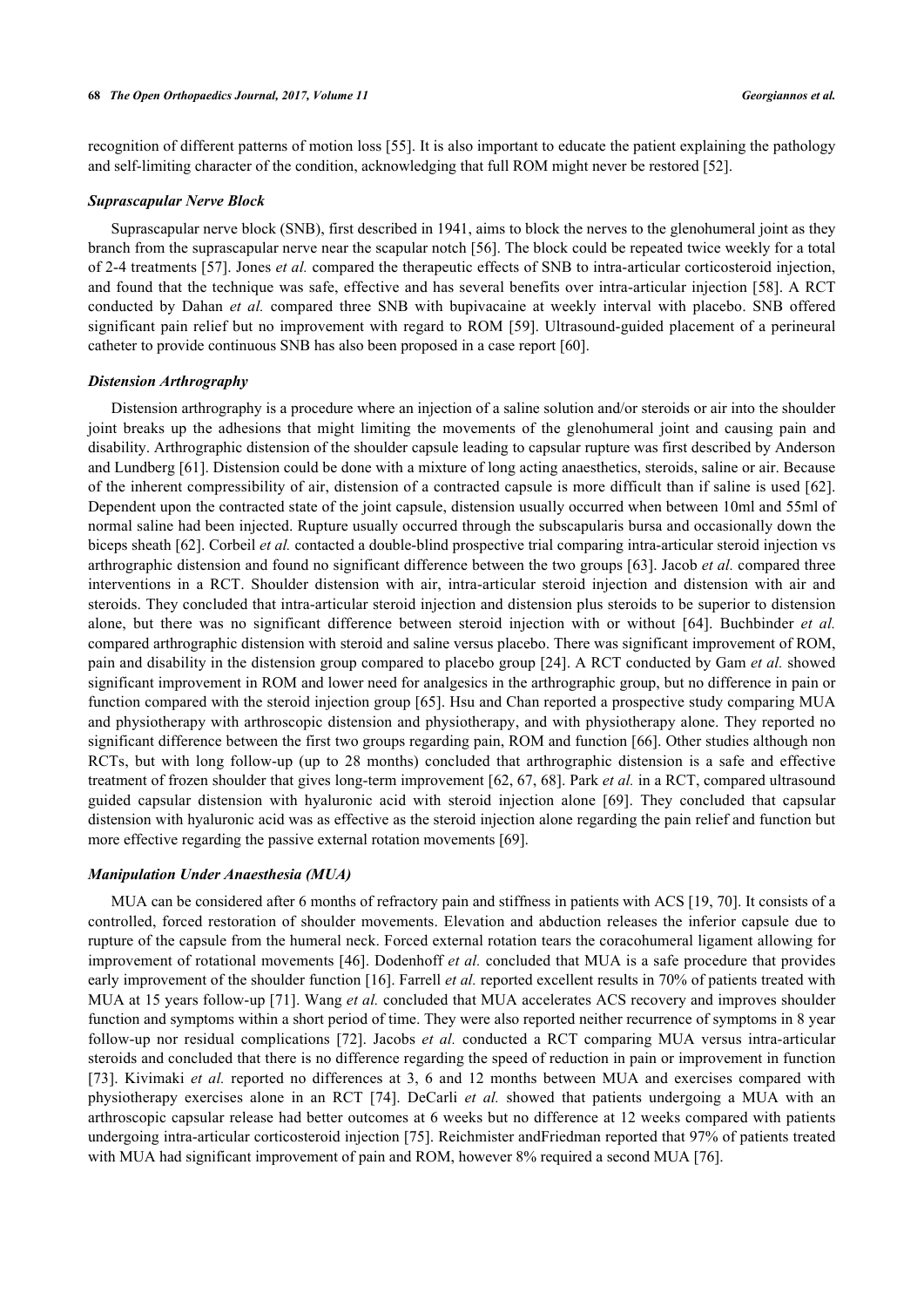recognition of different patterns of motion loss [55]. It is also important to educate the patient explaining the pathology and self-limiting character of the condition, acknowledging that full ROM might never be restored [52].

### *Suprascapular Nerve Block*

Suprascapular nerve block (SNB), first described in 1941, aims to block the nerves to the glenohumeral joint as they branch from the suprascapular nerve near the scapular notch [56]. The block could be repeated twice weekly for a total of 2-4 treatments [57]. Jones *et al.* compared the therapeutic effects of SNB to intra-articular corticosteroid injection, and found that the technique was safe, effective and has several benefits over intra-articular injection [58]. A RCT conducted by Dahan *et al.* compared three SNB with bupivacaine at weekly interval with placebo. SNB offered significant pain relief but no improvement with regard to ROM [59]. Ultrasound-guided placement of a perineural catheter to provide continuous SNB has also been proposed in a case report [60].

### *Distension Arthrography*

Distension arthrography is a procedure where an injection of a saline solution and/or steroids or air into the shoulder joint breaks up the adhesions that might limiting the movements of the glenohumeral joint and causing pain and disability. Arthrographic distension of the shoulder capsule leading to capsular rupture was first described by Anderson and Lundberg [61]. Distension could be done with a mixture of long acting anaesthetics, steroids, saline or air. Because of the inherent compressibility of air, distension of a contracted capsule is more difficult than if saline is used [62]. Dependent upon the contracted state of the joint capsule, distension usually occurred when between 10ml and 55ml of normal saline had been injected. Rupture usually occurred through the subscapularis bursa and occasionally down the biceps sheath [62]. Corbeil *et al.* contacted a double-blind prospective trial comparing intra-articular steroid injection vs arthrographic distension and found no significant difference between the two groups [63]. Jacob *et al.* compared three interventions in a RCT. Shoulder distension with air, intra-articular steroid injection and distension with air and steroids. They concluded that intra-articular steroid injection and distension plus steroids to be superior to distension alone, but there was no significant difference between steroid injection with or without [64]. Buchbinder *et al.* compared arthrographic distension with steroid and saline versus placebo. There was significant improvement of ROM, pain and disability in the distension group compared to placebo group [24]. A RCT conducted by Gam *et al.* showed significant improvement in ROM and lower need for analgesics in the arthrographic group, but no difference in pain or function compared with the steroid injection group [65]. Hsu and Chan reported a prospective study comparing MUA and physiotherapy with arthroscopic distension and physiotherapy, and with physiotherapy alone. They reported no significant difference between the first two groups regarding pain, ROM and function [66]. Other studies although non RCTs, but with long follow-up (up to 28 months) concluded that arthrographic distension is a safe and effective treatment of frozen shoulder that gives long-term improvement [62, 67, 68]. Park *et al.* in a RCT, compared ultrasound guided capsular distension with hyaluronic acid with steroid injection alone [69]. They concluded that capsular distension with hyaluronic acid was as effective as the steroid injection alone regarding the pain relief and function but more effective regarding the passive external rotation movements [69].

### *Manipulation Under Anaesthesia (MUA)*

MUA can be considered after 6 months of refractory pain and stiffness in patients with ACS [19, 70]. It consists of a controlled, forced restoration of shoulder movements. Elevation and abduction releases the inferior capsule due to rupture of the capsule from the humeral neck. Forced external rotation tears the coracohumeral ligament allowing for improvement of rotational movements [46]. Dodenhoff *et al.* concluded that MUA is a safe procedure that provides early improvement of the shoulder function [16]. Farrell *et al.* reported excellent results in 70% of patients treated with MUA at 15 years follow-up [71]. Wang *et al.* concluded that MUA accelerates ACS recovery and improves shoulder function and symptoms within a short period of time. They were also reported neither recurrence of symptoms in 8 year follow-up nor residual complications [72]. Jacobs *et al.* conducted a RCT comparing MUA versus intra-articular steroids and concluded that there is no difference regarding the speed of reduction in pain or improvement in function [73]. Kivimaki *et al.* reported no differences at 3, 6 and 12 months between MUA and exercises compared with physiotherapy exercises alone in an RCT [74]. DeCarli *et al.* showed that patients undergoing a MUA with an arthroscopic capsular release had better outcomes at 6 weeks but no difference at 12 weeks compared with patients undergoing intra-articular corticosteroid injection [75]. Reichmister andFriedman reported that 97% of patients treated with MUA had significant improvement of pain and ROM, however 8% required a second MUA [76].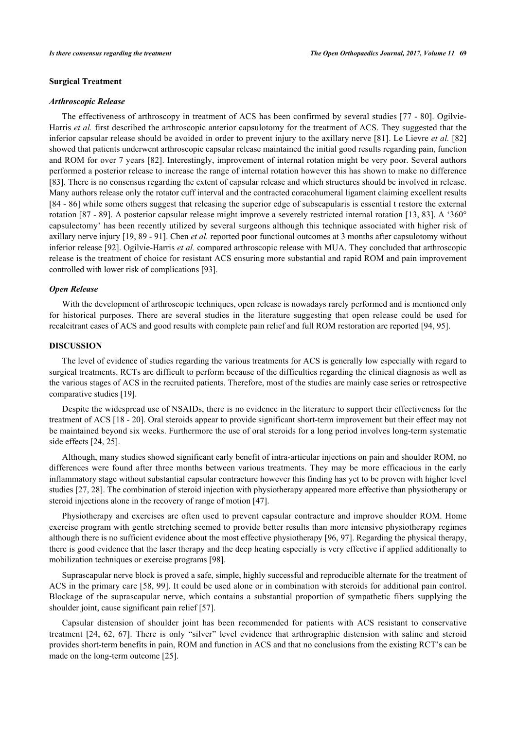### Surgical Treatment

#### *Arthroscopic Release*

The effectiveness of arthroscopy in treatment of ACS has been confirmed by several studies [77 - 80]. Ogilvie-Harris *et al.* first described the arthroscopic anterior capsulotomy for the treatment of ACS. They suggested that the inferior capsular release should be avoided in order to prevent injury to the axillary nerve [81]. Le Lievre *et al.* [82] showed that patients underwent arthroscopic capsular release maintained the initial good results regarding pain, function and ROM for over 7 years [82]. Interestingly, improvement of internal rotation might be very poor. Several authors performed a posterior release to increase the range of internal rotation however this has shown to make no difference [83]. There is no consensus regarding the extent of capsular release and which structures should be involved in release. Many authors release only the rotator cuff interval and the contracted coracohumeral ligament claiming excellent results [84 - 86] while some others suggest that releasing the superior edge of subscapularis is essential t restore the external rotation [87 - 89]. A posterior capsular release might improve a severely restricted internal rotation [13, 83]. A '360° capsulectomy' has been recently utilized by several surgeons although this technique associated with higher risk of axillary nerve injury [19, 89 - 91]. Chen *et al.* reported poor functional outcomes at 3 months after capsulotomy without inferior release [92]. Ogilvie-Harris *et al.* compared arthroscopic release with MUA. They concluded that arthroscopic release is the treatment of choice for resistant ACS ensuring more substantial and rapid ROM and pain improvement controlled with lower risk of complications [93].

#### *Open Release*

With the development of arthroscopic techniques, open release is nowadays rarely performed and is mentioned only for historical purposes. There are several studies in the literature suggesting that open release could be used for recalcitrant cases of ACS and good results with complete pain relief and full ROM restoration are reported [94, 95].

## DISCUSSION

The level of evidence of studies regarding the various treatments for ACS is generally low especially with regard to surgical treatments. RCTs are difficult to perform because of the difficulties regarding the clinical diagnosis as well as the various stages of ACS in the recruited patients. Therefore, most of the studies are mainly case series or retrospective comparative studies [19].

Despite the widespread use of NSAIDs, there is no evidence in the literature to support their effectiveness for the treatment of ACS [18 - 20]. Oral steroids appear to provide significant short-term improvement but their effect may not be maintained beyond six weeks. Furthermore the use of oral steroids for a long period involves long-term systematic side effects [24, 25].

Although, many studies showed significant early benefit of intra-articular injections on pain and shoulder ROM, no differences were found after three months between various treatments. They may be more efficacious in the early inflammatory stage without substantial capsular contracture however this finding has yet to be proven with higher level studies [27, 28]. The combination of steroid injection with physiotherapy appeared more effective than physiotherapy or steroid injections alone in the recovery of range of motion [47].

Physiotherapy and exercises are often used to prevent capsular contracture and improve shoulder ROM. Home exercise program with gentle stretching seemed to provide better results than more intensive physiotherapy regimes although there is no sufficient evidence about the most effective physiotherapy [96, 97]. Regarding the physical therapy, there is good evidence that the laser therapy and the deep heating especially is very effective if applied additionally to mobilization techniques or exercise programs [98].

Suprascapular nerve block is proved a safe, simple, highly successful and reproducible alternate for the treatment of ACS in the primary care [58, 99]. It could be used alone or in combination with steroids for additional pain control. Blockage of the suprascapular nerve, which contains a substantial proportion of sympathetic fibers supplying the shoulder joint, cause significant pain relief [57].

Capsular distension of shoulder joint has been recommended for patients with ACS resistant to conservative treatment [24, 62, 67]. There is only "silver" level evidence that arthrographic distension with saline and steroid provides short-term benefits in pain, ROM and function in ACS and that no conclusions from the existing RCT's can be made on the long-term outcome [25].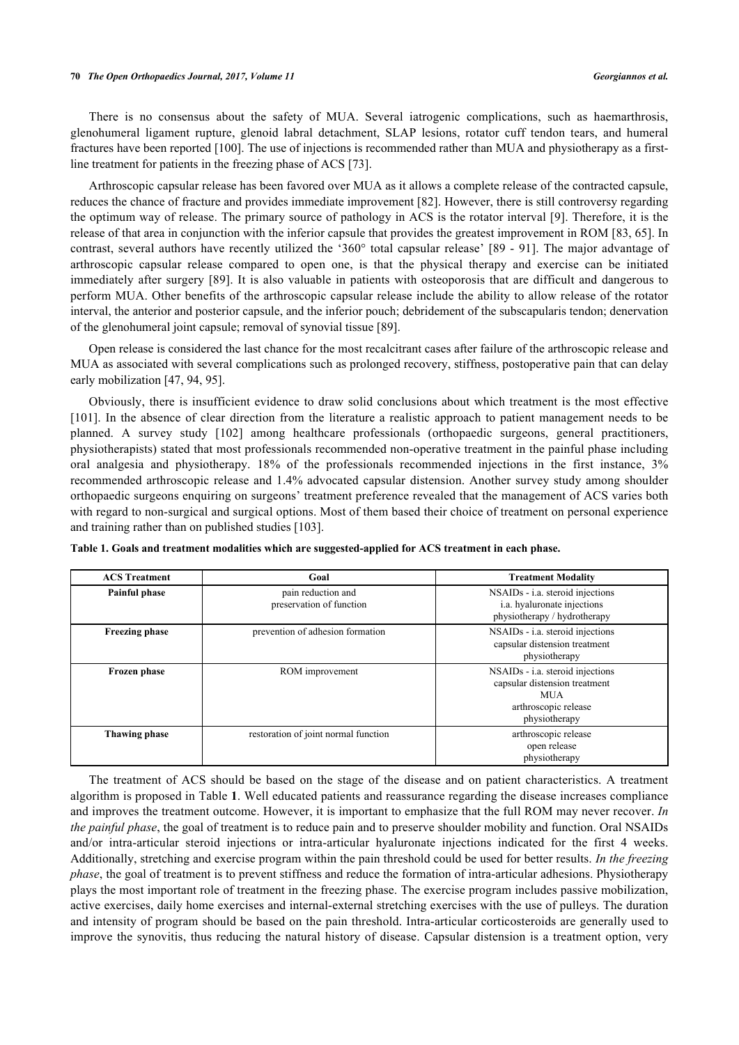There is no consensus about the safety of MUA. Several iatrogenic complications, such as haemarthrosis, glenohumeral ligament rupture, glenoid labral detachment, SLAP lesions, rotator cuff tendon tears, and humeral fractures have been reported [100]. The use of injections is recommended rather than MUA and physiotherapy as a first-line treatment for patients in the freezing phase of ACS [73].

Arthroscopic capsular release has been favored over MUA as it allows a complete release of the contracted capsule, reduces the chance of fracture and provides immediate improvement [82]. However, there is still controversy regarding the optimum way of release. The primary source of pathology in ACS is the rotator interval [9]. Therefore, it is the release of that area in conjunction with the inferior capsule that provides the greatest improvement in ROM [83, 65]. In contrast, several authors have recently utilized the '360° total capsular release' [89 - 91]. The major advantage of arthroscopic capsular release compared to open one, is that the physical therapy and exercise can be initiated immediately after surgery [89]. It is also valuable in patients with osteoporosis that are difficult and dangerous to perform MUA. Other benefits of the arthroscopic capsular release include the ability to allow release of the rotator interval, the anterior and posterior capsule, and the inferior pouch; debridement of the subscapularis tendon; denervation of the glenohumeral joint capsule; removal of synovial tissue [89].

Open release is considered the last chance for the most recalcitrant cases after failure of the arthroscopic release and MUA as associated with several complications such as prolonged recovery, stiffness, postoperative pain that can delay early mobilization [47, 94, 95].

Obviously, there is insufficient evidence to draw solid conclusions about which treatment is the most effective [101]. In the absence of clear direction from the literature a realistic approach to patient management needs to be planned. A survey study [102] among healthcare professionals (orthopaedic surgeons, general practitioners, physiotherapists) stated that most professionals recommended non-operative treatment in the painful phase including oral analgesia and physiotherapy. 18% of the professionals recommended injections in the first instance, 3% recommended arthroscopic release and 1.4% advocated capsular distension. Another survey study among shoulder orthopaedic surgeons enquiring on surgeons' treatment preference revealed that the management of ACS varies both with regard to non-surgical and surgical options. Most of them based their choice of treatment on personal experience and training rather than on published studies [103].

**Table 1. Goals and treatment modalities which are suggested-applied for ACS treatment in each phase.**

| ACS Treatment | Goal | Treatment Modality |
|---|---|---|
| **Painful phase** | pain reduction and preservation of function | NSAIDs - i.a. steroid injections<br>i.a. hyaluronate injections<br>physiotherapy / hydrotherapy |
| **Freezing phase** | prevention of adhesion formation | NSAIDs - i.a. steroid injections<br>capsular distension treatment<br>physiotherapy |
| **Frozen phase** | ROM improvement | NSAIDs - i.a. steroid injections<br>capsular distension treatment<br>MUA<br>arthroscopic release<br>physiotherapy |
| **Thawing phase** | restoration of joint normal function | arthroscopic release<br>open release<br>physiotherapy |

The treatment of ACS should be based on the stage of the disease and on patient characteristics. A treatment algorithm is proposed in Table **1**. Well educated patients and reassurance regarding the disease increases compliance and improves the treatment outcome. However, it is important to emphasize that the full ROM may never recover. *In the painful phase*, the goal of treatment is to reduce pain and to preserve shoulder mobility and function. Oral NSAIDs and/or intra-articular steroid injections or intra-articular hyaluronate injections indicated for the first 4 weeks. Additionally, stretching and exercise program within the pain threshold could be used for better results. *In the freezing phase*, the goal of treatment is to prevent stiffness and reduce the formation of intra-articular adhesions. Physiotherapy plays the most important role of treatment in the freezing phase. The exercise program includes passive mobilization, active exercises, daily home exercises and internal-external stretching exercises with the use of pulleys. The duration and intensity of program should be based on the pain threshold. Intra-articular corticosteroids are generally used to improve the synovitis, thus reducing the natural history of disease. Capsular distension is a treatment option, very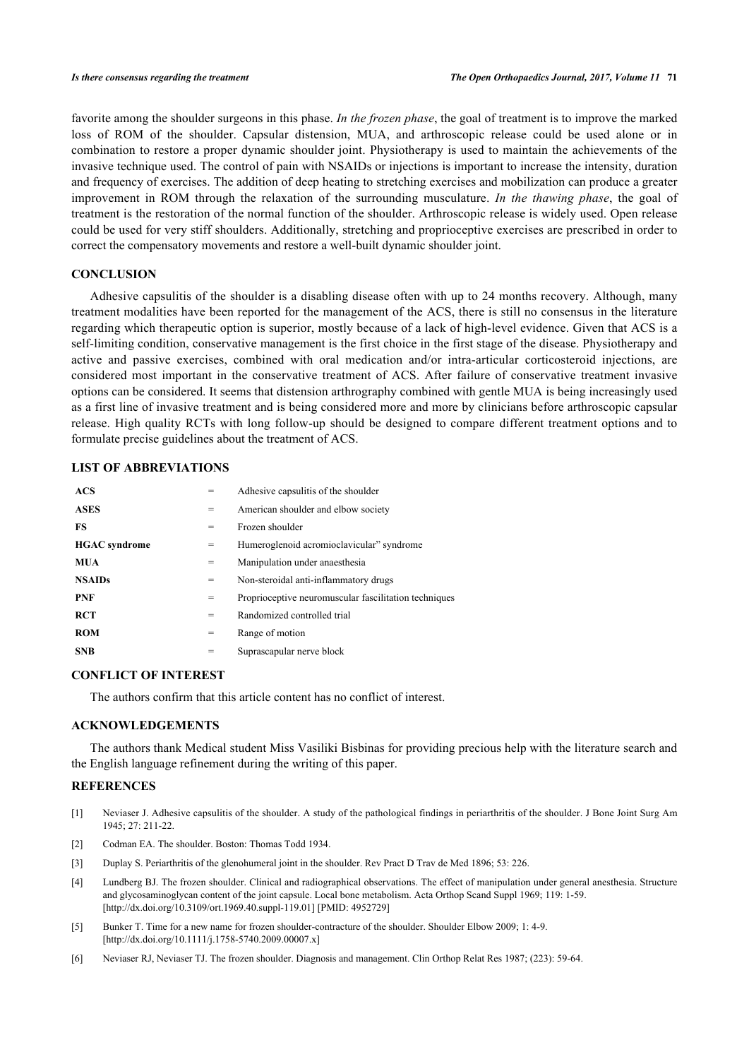favorite among the shoulder surgeons in this phase. *In the frozen phase*, the goal of treatment is to improve the marked loss of ROM of the shoulder. Capsular distension, MUA, and arthroscopic release could be used alone or in combination to restore a proper dynamic shoulder joint. Physiotherapy is used to maintain the achievements of the invasive technique used. The control of pain with NSAIDs or injections is important to increase the intensity, duration and frequency of exercises. The addition of deep heating to stretching exercises and mobilization can produce a greater improvement in ROM through the relaxation of the surrounding musculature. *In the thawing phase*, the goal of treatment is the restoration of the normal function of the shoulder. Arthroscopic release is widely used. Open release could be used for very stiff shoulders. Additionally, stretching and proprioceptive exercises are prescribed in order to correct the compensatory movements and restore a well-built dynamic shoulder joint.

## CONCLUSION

Adhesive capsulitis of the shoulder is a disabling disease often with up to 24 months recovery. Although, many treatment modalities have been reported for the management of the ACS, there is still no consensus in the literature regarding which therapeutic option is superior, mostly because of a lack of high-level evidence. Given that ACS is a self-limiting condition, conservative management is the first choice in the first stage of the disease. Physiotherapy and active and passive exercises, combined with oral medication and/or intra-articular corticosteroid injections, are considered most important in the conservative treatment of ACS. After failure of conservative treatment invasive options can be considered. It seems that distension arthrography combined with gentle MUA is being increasingly used as a first line of invasive treatment and is being considered more and more by clinicians before arthroscopic capsular release. High quality RCTs with long follow-up should be designed to compare different treatment options and to formulate precise guidelines about the treatment of ACS.

## LIST OF ABBREVIATIONS

| | | |
|---|---|---|
| **ACS** | = | Adhesive capsulitis of the shoulder |
| **ASES** | = | American shoulder and elbow society |
| **FS** | = | Frozen shoulder |
| **HGAC syndrome** | = | Humeroglenoid acromioclavicular" syndrome |
| **MUA** | = | Manipulation under anaesthesia |
| **NSAIDs** | = | Non-steroidal anti-inflammatory drugs |
| **PNF** | = | Proprioceptive neuromuscular fascilitation techniques |
| **RCT** | = | Randomized controlled trial |
| **ROM** | = | Range of motion |
| **SNB** | = | Suprascapular nerve block |

## CONFLICT OF INTEREST

The authors confirm that this article content has no conflict of interest.

## ACKNOWLEDGEMENTS

The authors thank Medical student Miss Vasiliki Bisbinas for providing precious help with the literature search and the English language refinement during the writing of this paper.

## REFERENCES

[1] Neviaser J. Adhesive capsulitis of the shoulder. A study of the pathological findings in periarthritis of the shoulder. J Bone Joint Surg Am 1945; 27: 211-22.

[2] Codman EA. The shoulder. Boston: Thomas Todd 1934.

[3] Duplay S. Periarthritis of the glenohumeral joint in the shoulder. Rev Pract D Trav de Med 1896; 53: 226.

[4] Lundberg BJ. The frozen shoulder. Clinical and radiographical observations. The effect of manipulation under general anesthesia. Structure and glycosaminoglycan content of the joint capsule. Local bone metabolism. Acta Orthop Scand Suppl 1969; 119: 1-59. [http://dx.doi.org/10.3109/ort.1969.40.suppl-119.01] [PMID: 4952729]

[5] Bunker T. Time for a new name for frozen shoulder-contracture of the shoulder. Shoulder Elbow 2009; 1: 4-9. [http://dx.doi.org/10.1111/j.1758-5740.2009.00007.x]

[6] Neviaser RJ, Neviaser TJ. The frozen shoulder. Diagnosis and management. Clin Orthop Relat Res 1987; (223): 59-64.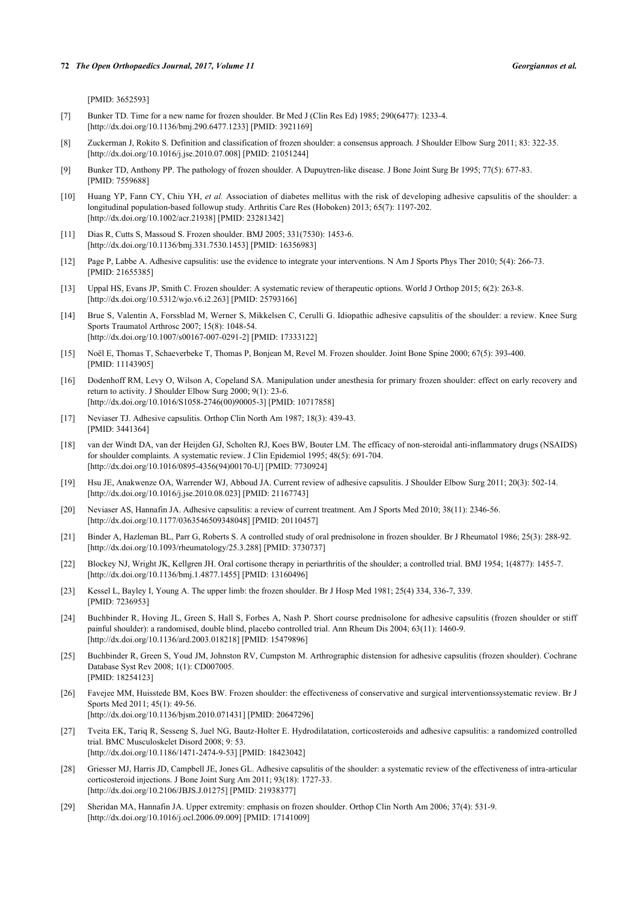[PMID: 3652593]

[7] Bunker TD. Time for a new name for frozen shoulder. Br Med J (Clin Res Ed) 1985; 290(6477): 1233-4. [http://dx.doi.org/10.1136/bmj.290.6477.1233] [PMID: 3921169]

[8] Zuckerman J, Rokito S. Definition and classification of frozen shoulder: a consensus approach. J Shoulder Elbow Surg 2011; 83: 322-35. [http://dx.doi.org/10.1016/j.jse.2010.07.008] [PMID: 21051244]

[9] Bunker TD, Anthony PP. The pathology of frozen shoulder. A Dupuytren-like disease. J Bone Joint Surg Br 1995; 77(5): 677-83. [PMID: 7559688]

[10] Huang YP, Fann CY, Chiu YH, *et al.* Association of diabetes mellitus with the risk of developing adhesive capsulitis of the shoulder: a longitudinal population-based followup study. Arthritis Care Res (Hoboken) 2013; 65(7): 1197-202. [http://dx.doi.org/10.1002/acr.21938] [PMID: 23281342]

[11] Dias R, Cutts S, Massoud S. Frozen shoulder. BMJ 2005; 331(7530): 1453-6. [http://dx.doi.org/10.1136/bmj.331.7530.1453] [PMID: 16356983]

[12] Page P, Labbe A. Adhesive capsulitis: use the evidence to integrate your interventions. N Am J Sports Phys Ther 2010; 5(4): 266-73. [PMID: 21655385]

[13] Uppal HS, Evans JP, Smith C. Frozen shoulder: A systematic review of therapeutic options. World J Orthop 2015; 6(2): 263-8. [http://dx.doi.org/10.5312/wjo.v6.i2.263] [PMID: 25793166]

[14] Brue S, Valentin A, Forssblad M, Werner S, Mikkelsen C, Cerulli G. Idiopathic adhesive capsulitis of the shoulder: a review. Knee Surg Sports Traumatol Arthrosc 2007; 15(8): 1048-54. [http://dx.doi.org/10.1007/s00167-007-0291-2] [PMID: 17333122]

[15] Noël E, Thomas T, Schaeverbeke T, Thomas P, Bonjean M, Revel M. Frozen shoulder. Joint Bone Spine 2000; 67(5): 393-400. [PMID: 11143905]

[16] Dodenhoff RM, Levy O, Wilson A, Copeland SA. Manipulation under anesthesia for primary frozen shoulder: effect on early recovery and return to activity. J Shoulder Elbow Surg 2000; 9(1): 23-6. [http://dx.doi.org/10.1016/S1058-2746(00)90005-3] [PMID: 10717858]

[17] Neviaser TJ. Adhesive capsulitis. Orthop Clin North Am 1987; 18(3): 439-43. [PMID: 3441364]

[18] van der Windt DA, van der Heijden GJ, Scholten RJ, Koes BW, Bouter LM. The efficacy of non-steroidal anti-inflammatory drugs (NSAIDS) for shoulder complaints. A systematic review. J Clin Epidemiol 1995; 48(5): 691-704. [http://dx.doi.org/10.1016/0895-4356(94)00170-U] [PMID: 7730924]

[19] Hsu JE, Anakwenze OA, Warrender WJ, Abboud JA. Current review of adhesive capsulitis. J Shoulder Elbow Surg 2011; 20(3): 502-14. [http://dx.doi.org/10.1016/j.jse.2010.08.023] [PMID: 21167743]

[20] Neviaser AS, Hannafin JA. Adhesive capsulitis: a review of current treatment. Am J Sports Med 2010; 38(11): 2346-56. [http://dx.doi.org/10.1177/0363546509348048] [PMID: 20110457]

[21] Binder A, Hazleman BL, Parr G, Roberts S. A controlled study of oral prednisolone in frozen shoulder. Br J Rheumatol 1986; 25(3): 288-92. [http://dx.doi.org/10.1093/rheumatology/25.3.288] [PMID: 3730737]

[22] Blockey NJ, Wright JK, Kellgren JH. Oral cortisone therapy in periarthritis of the shoulder; a controlled trial. BMJ 1954; 1(4877): 1455-7. [http://dx.doi.org/10.1136/bmj.1.4877.1455] [PMID: 13160496]

[23] Kessel L, Bayley I, Young A. The upper limb: the frozen shoulder. Br J Hosp Med 1981; 25(4) 334, 336-7, 339. [PMID: 7236953]

[24] Buchbinder R, Hoving JL, Green S, Hall S, Forbes A, Nash P. Short course prednisolone for adhesive capsulitis (frozen shoulder or stiff painful shoulder): a randomised, double blind, placebo controlled trial. Ann Rheum Dis 2004; 63(11): 1460-9. [http://dx.doi.org/10.1136/ard.2003.018218] [PMID: 15479896]

[25] Buchbinder R, Green S, Youd JM, Johnston RV, Cumpston M. Arthrographic distension for adhesive capsulitis (frozen shoulder). Cochrane Database Syst Rev 2008; 1(1): CD007005. [PMID: 18254123]

[26] Favejee MM, Huisstede BM, Koes BW. Frozen shoulder: the effectiveness of conservative and surgical interventionssystematic review. Br J Sports Med 2011; 45(1): 49-56. [http://dx.doi.org/10.1136/bjsm.2010.071431] [PMID: 20647296]

[27] Tveita EK, Tariq R, Sesseng S, Juel NG, Bautz-Holter E. Hydrodilatation, corticosteroids and adhesive capsulitis: a randomized controlled trial. BMC Musculoskelet Disord 2008; 9: 53. [http://dx.doi.org/10.1186/1471-2474-9-53] [PMID: 18423042]

[28] Griesser MJ, Harris JD, Campbell JE, Jones GL. Adhesive capsulitis of the shoulder: a systematic review of the effectiveness of intra-articular corticosteroid injections. J Bone Joint Surg Am 2011; 93(18): 1727-33. [http://dx.doi.org/10.2106/JBJS.J.01275] [PMID: 21938377]

[29] Sheridan MA, Hannafin JA. Upper extremity: emphasis on frozen shoulder. Orthop Clin North Am 2006; 37(4): 531-9. [http://dx.doi.org/10.1016/j.ocl.2006.09.009] [PMID: 17141009]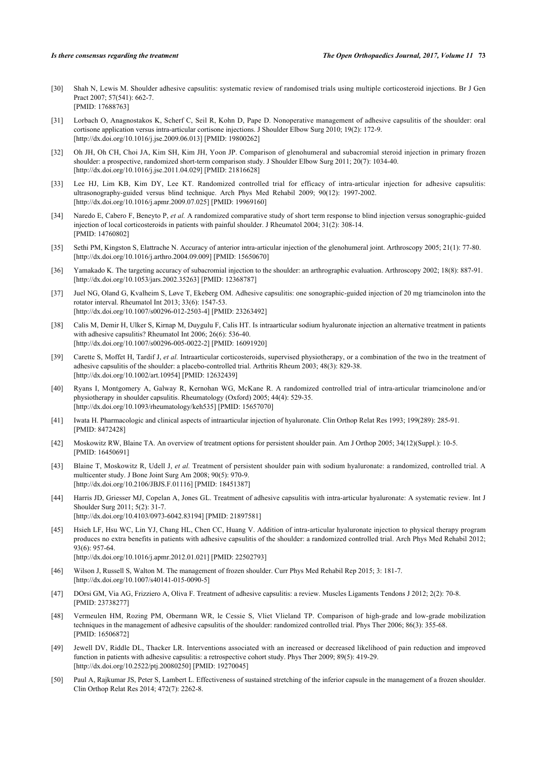[30] Shah N, Lewis M. Shoulder adhesive capsulitis: systematic review of randomised trials using multiple corticosteroid injections. Br J Gen Pract 2007; 57(541): 662-7.
[PMID: 17688763]

[31] Lorbach O, Anagnostakos K, Scherf C, Seil R, Kohn D, Pape D. Nonoperative management of adhesive capsulitis of the shoulder: oral cortisone application versus intra-articular cortisone injections. J Shoulder Elbow Surg 2010; 19(2): 172-9.
[http://dx.doi.org/10.1016/j.jse.2009.06.013] [PMID: 19800262]

[32] Oh JH, Oh CH, Choi JA, Kim SH, Kim JH, Yoon JP. Comparison of glenohumeral and subacromial steroid injection in primary frozen shoulder: a prospective, randomized short-term comparison study. J Shoulder Elbow Surg 2011; 20(7): 1034-40.
[http://dx.doi.org/10.1016/j.jse.2011.04.029] [PMID: 21816628]

[33] Lee HJ, Lim KB, Kim DY, Lee KT. Randomized controlled trial for efficacy of intra-articular injection for adhesive capsulitis: ultrasonography-guided versus blind technique. Arch Phys Med Rehabil 2009; 90(12): 1997-2002.
[http://dx.doi.org/10.1016/j.apmr.2009.07.025] [PMID: 19969160]

[34] Naredo E, Cabero F, Beneyto P, *et al.* A randomized comparative study of short term response to blind injection versus sonographic-guided injection of local corticosteroids in patients with painful shoulder. J Rheumatol 2004; 31(2): 308-14.
[PMID: 14760802]

[35] Sethi PM, Kingston S, Elattrache N. Accuracy of anterior intra-articular injection of the glenohumeral joint. Arthroscopy 2005; 21(1): 77-80.
[http://dx.doi.org/10.1016/j.arthro.2004.09.009] [PMID: 15650670]

[36] Yamakado K. The targeting accuracy of subacromial injection to the shoulder: an arthrographic evaluation. Arthroscopy 2002; 18(8): 887-91.
[http://dx.doi.org/10.1053/jars.2002.35263] [PMID: 12368787]

[37] Juel NG, Oland G, Kvalheim S, Løve T, Ekeberg OM. Adhesive capsulitis: one sonographic-guided injection of 20 mg triamcinolon into the rotator interval. Rheumatol Int 2013; 33(6): 1547-53.
[http://dx.doi.org/10.1007/s00296-012-2503-4] [PMID: 23263492]

[38] Calis M, Demir H, Ulker S, Kirnap M, Duygulu F, Calis HT. Is intraarticular sodium hyaluronate injection an alternative treatment in patients with adhesive capsulitis? Rheumatol Int 2006; 26(6): 536-40.
[http://dx.doi.org/10.1007/s00296-005-0022-2] [PMID: 16091920]

[39] Carette S, Moffet H, Tardif J, *et al.* Intraarticular corticosteroids, supervised physiotherapy, or a combination of the two in the treatment of adhesive capsulitis of the shoulder: a placebo-controlled trial. Arthritis Rheum 2003; 48(3): 829-38.
[http://dx.doi.org/10.1002/art.10954] [PMID: 12632439]

[40] Ryans I, Montgomery A, Galway R, Kernohan WG, McKane R. A randomized controlled trial of intra-articular triamcinolone and/or physiotherapy in shoulder capsulitis. Rheumatology (Oxford) 2005; 44(4): 529-35.
[http://dx.doi.org/10.1093/rheumatology/keh535] [PMID: 15657070]

[41] Iwata H. Pharmacologic and clinical aspects of intraarticular injection of hyaluronate. Clin Orthop Relat Res 1993; 199(289): 285-91.
[PMID: 8472428]

[42] Moskowitz RW, Blaine TA. An overview of treatment options for persistent shoulder pain. Am J Orthop 2005; 34(12)(Suppl.): 10-5.
[PMID: 16450691]

[43] Blaine T, Moskowitz R, Udell J, *et al.* Treatment of persistent shoulder pain with sodium hyaluronate: a randomized, controlled trial. A multicenter study. J Bone Joint Surg Am 2008; 90(5): 970-9.
[http://dx.doi.org/10.2106/JBJS.F.01116] [PMID: 18451387]

[44] Harris JD, Griesser MJ, Copelan A, Jones GL. Treatment of adhesive capsulitis with intra-articular hyaluronate: A systematic review. Int J Shoulder Surg 2011; 5(2): 31-7.
[http://dx.doi.org/10.4103/0973-6042.83194] [PMID: 21897581]

[45] Hsieh LF, Hsu WC, Lin YJ, Chang HL, Chen CC, Huang V. Addition of intra-articular hyaluronate injection to physical therapy program produces no extra benefits in patients with adhesive capsulitis of the shoulder: a randomized controlled trial. Arch Phys Med Rehabil 2012; 93(6): 957-64.
[http://dx.doi.org/10.1016/j.apmr.2012.01.021] [PMID: 22502793]

[46] Wilson J, Russell S, Walton M. The management of frozen shoulder. Curr Phys Med Rehabil Rep 2015; 3: 181-7.
[http://dx.doi.org/10.1007/s40141-015-0090-5]

[47] DOrsi GM, Via AG, Frizziero A, Oliva F. Treatment of adhesive capsulitis: a review. Muscles Ligaments Tendons J 2012; 2(2): 70-8.
[PMID: 23738277]

[48] Vermeulen HM, Rozing PM, Obermann WR, le Cessie S, Vliet Vlieland TP. Comparison of high-grade and low-grade mobilization techniques in the management of adhesive capsulitis of the shoulder: randomized controlled trial. Phys Ther 2006; 86(3): 355-68.
[PMID: 16506872]

[49] Jewell DV, Riddle DL, Thacker LR. Interventions associated with an increased or decreased likelihood of pain reduction and improved function in patients with adhesive capsulitis: a retrospective cohort study. Phys Ther 2009; 89(5): 419-29.
[http://dx.doi.org/10.2522/ptj.20080250] [PMID: 19270045]

[50] Paul A, Rajkumar JS, Peter S, Lambert L. Effectiveness of sustained stretching of the inferior capsule in the management of a frozen shoulder. Clin Orthop Relat Res 2014; 472(7): 2262-8.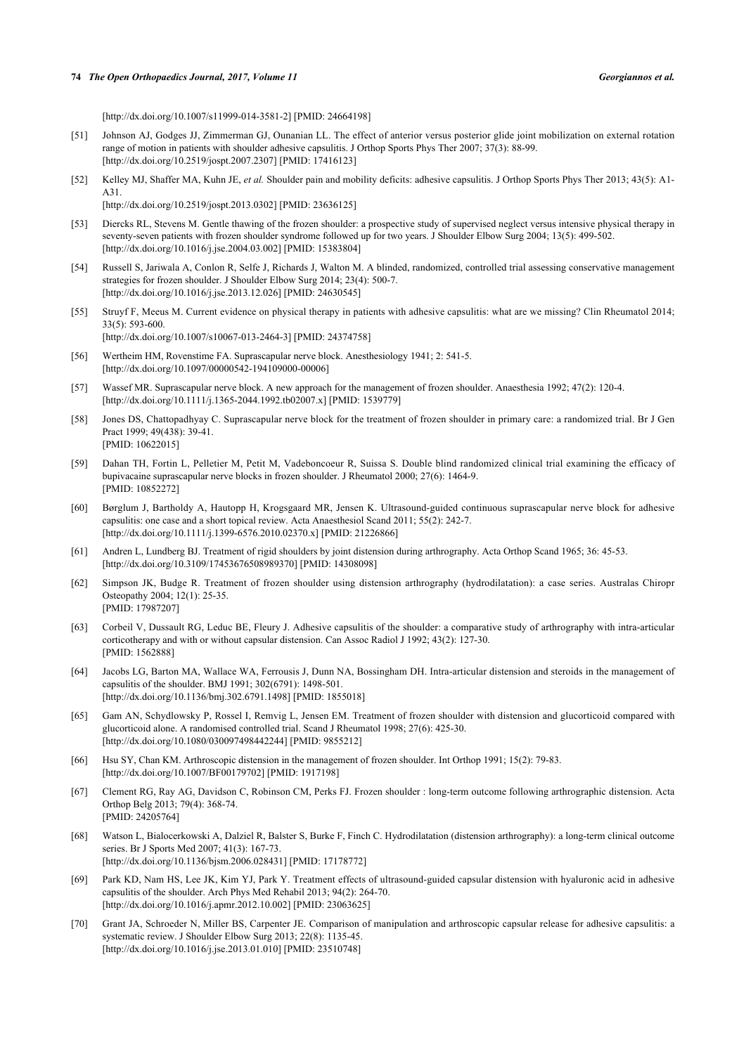[http://dx.doi.org/10.1007/s11999-014-3581-2] [PMID: 24664198]

[51] Johnson AJ, Godges JJ, Zimmerman GJ, Ounanian LL. The effect of anterior versus posterior glide joint mobilization on external rotation range of motion in patients with shoulder adhesive capsulitis. J Orthop Sports Phys Ther 2007; 37(3): 88-99. [http://dx.doi.org/10.2519/jospt.2007.2307] [PMID: 17416123]

[52] Kelley MJ, Shaffer MA, Kuhn JE, *et al.* Shoulder pain and mobility deficits: adhesive capsulitis. J Orthop Sports Phys Ther 2013; 43(5): A1-A31. [http://dx.doi.org/10.2519/jospt.2013.0302] [PMID: 23636125]

[53] Diercks RL, Stevens M. Gentle thawing of the frozen shoulder: a prospective study of supervised neglect versus intensive physical therapy in seventy-seven patients with frozen shoulder syndrome followed up for two years. J Shoulder Elbow Surg 2004; 13(5): 499-502. [http://dx.doi.org/10.1016/j.jse.2004.03.002] [PMID: 15383804]

[54] Russell S, Jariwala A, Conlon R, Selfe J, Richards J, Walton M. A blinded, randomized, controlled trial assessing conservative management strategies for frozen shoulder. J Shoulder Elbow Surg 2014; 23(4): 500-7. [http://dx.doi.org/10.1016/j.jse.2013.12.026] [PMID: 24630545]

[55] Struyf F, Meeus M. Current evidence on physical therapy in patients with adhesive capsulitis: what are we missing? Clin Rheumatol 2014; 33(5): 593-600. [http://dx.doi.org/10.1007/s10067-013-2464-3] [PMID: 24374758]

[56] Wertheim HM, Rovenstime FA. Suprascapular nerve block. Anesthesiology 1941; 2: 541-5. [http://dx.doi.org/10.1097/00000542-194109000-00006]

[57] Wassef MR. Suprascapular nerve block. A new approach for the management of frozen shoulder. Anaesthesia 1992; 47(2): 120-4. [http://dx.doi.org/10.1111/j.1365-2044.1992.tb02007.x] [PMID: 1539779]

[58] Jones DS, Chattopadhyay C. Suprascapular nerve block for the treatment of frozen shoulder in primary care: a randomized trial. Br J Gen Pract 1999; 49(438): 39-41. [PMID: 10622015]

[59] Dahan TH, Fortin L, Pelletier M, Petit M, Vadeboncoeur R, Suissa S. Double blind randomized clinical trial examining the efficacy of bupivacaine suprascapular nerve blocks in frozen shoulder. J Rheumatol 2000; 27(6): 1464-9. [PMID: 10852272]

[60] Børglum J, Bartholdy A, Hautopp H, Krogsgaard MR, Jensen K. Ultrasound-guided continuous suprascapular nerve block for adhesive capsulitis: one case and a short topical review. Acta Anaesthesiol Scand 2011; 55(2): 242-7. [http://dx.doi.org/10.1111/j.1399-6576.2010.02370.x] [PMID: 21226866]

[61] Andren L, Lundberg BJ. Treatment of rigid shoulders by joint distension during arthrography. Acta Orthop Scand 1965; 36: 45-53. [http://dx.doi.org/10.3109/17453676508989370] [PMID: 14308098]

[62] Simpson JK, Budge R. Treatment of frozen shoulder using distension arthrography (hydrodilatation): a case series. Australas Chiropr Osteopathy 2004; 12(1): 25-35. [PMID: 17987207]

[63] Corbeil V, Dussault RG, Leduc BE, Fleury J. Adhesive capsulitis of the shoulder: a comparative study of arthrography with intra-articular corticotherapy and with or without capsular distension. Can Assoc Radiol J 1992; 43(2): 127-30. [PMID: 1562888]

[64] Jacobs LG, Barton MA, Wallace WA, Ferrousis J, Dunn NA, Bossingham DH. Intra-articular distension and steroids in the management of capsulitis of the shoulder. BMJ 1991; 302(6791): 1498-501. [http://dx.doi.org/10.1136/bmj.302.6791.1498] [PMID: 1855018]

[65] Gam AN, Schydlowsky P, Rossel I, Remvig L, Jensen EM. Treatment of frozen shoulder with distension and glucorticoid compared with glucorticoid alone. A randomised controlled trial. Scand J Rheumatol 1998; 27(6): 425-30. [http://dx.doi.org/10.1080/030097498442244] [PMID: 9855212]

[66] Hsu SY, Chan KM. Arthroscopic distension in the management of frozen shoulder. Int Orthop 1991; 15(2): 79-83. [http://dx.doi.org/10.1007/BF00179702] [PMID: 1917198]

[67] Clement RG, Ray AG, Davidson C, Robinson CM, Perks FJ. Frozen shoulder : long-term outcome following arthrographic distension. Acta Orthop Belg 2013; 79(4): 368-74. [PMID: 24205764]

[68] Watson L, Bialocerkowski A, Dalziel R, Balster S, Burke F, Finch C. Hydrodilatation (distension arthrography): a long-term clinical outcome series. Br J Sports Med 2007; 41(3): 167-73. [http://dx.doi.org/10.1136/bjsm.2006.028431] [PMID: 17178772]

[69] Park KD, Nam HS, Lee JK, Kim YJ, Park Y. Treatment effects of ultrasound-guided capsular distension with hyaluronic acid in adhesive capsulitis of the shoulder. Arch Phys Med Rehabil 2013; 94(2): 264-70. [http://dx.doi.org/10.1016/j.apmr.2012.10.002] [PMID: 23063625]

[70] Grant JA, Schroeder N, Miller BS, Carpenter JE. Comparison of manipulation and arthroscopic capsular release for adhesive capsulitis: a systematic review. J Shoulder Elbow Surg 2013; 22(8): 1135-45. [http://dx.doi.org/10.1016/j.jse.2013.01.010] [PMID: 23510748]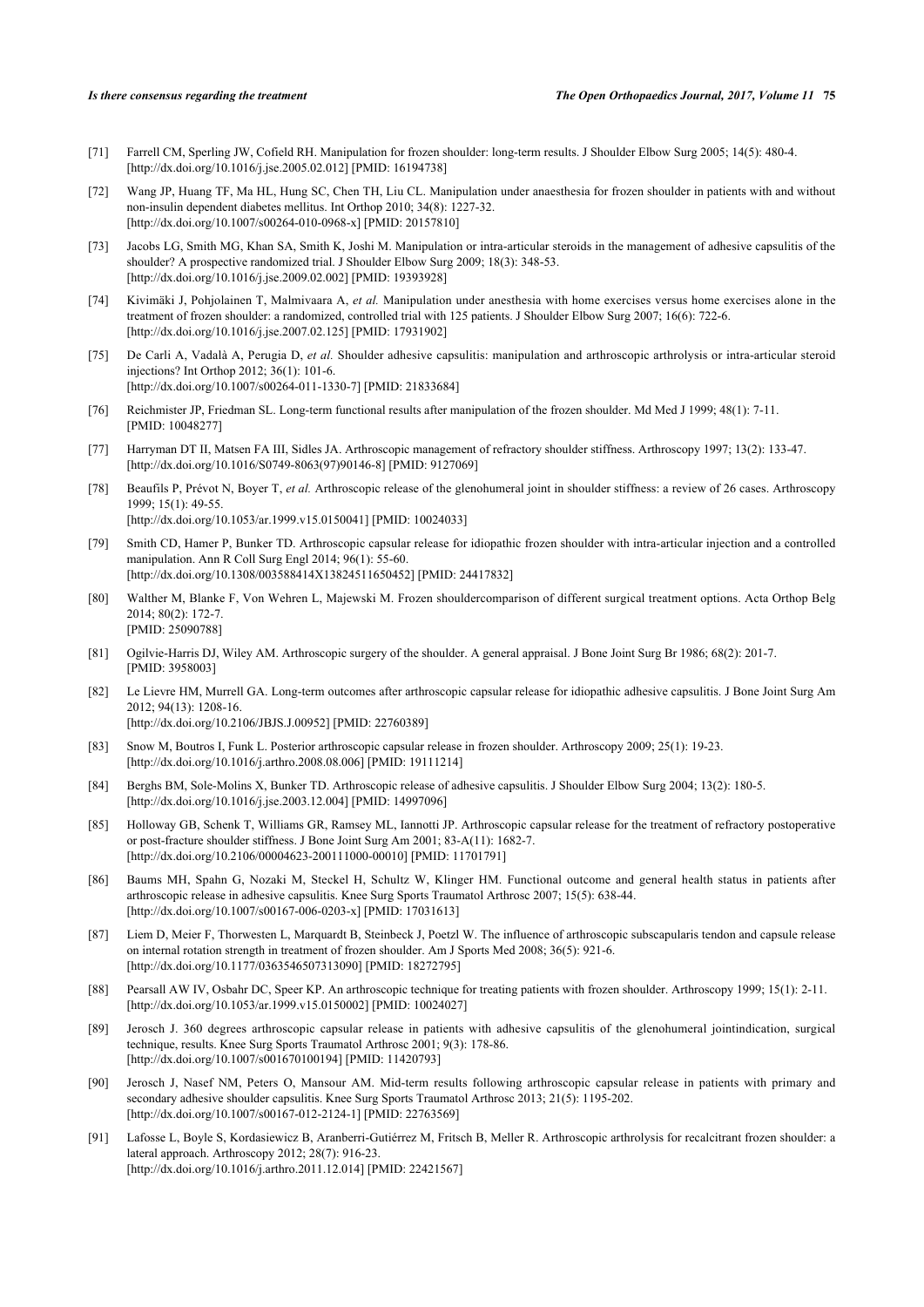[71] Farrell CM, Sperling JW, Cofield RH. Manipulation for frozen shoulder: long-term results. J Shoulder Elbow Surg 2005; 14(5): 480-4. [http://dx.doi.org/10.1016/j.jse.2005.02.012] [PMID: 16194738]

[72] Wang JP, Huang TF, Ma HL, Hung SC, Chen TH, Liu CL. Manipulation under anaesthesia for frozen shoulder in patients with and without non-insulin dependent diabetes mellitus. Int Orthop 2010; 34(8): 1227-32. [http://dx.doi.org/10.1007/s00264-010-0968-x] [PMID: 20157810]

[73] Jacobs LG, Smith MG, Khan SA, Smith K, Joshi M. Manipulation or intra-articular steroids in the management of adhesive capsulitis of the shoulder? A prospective randomized trial. J Shoulder Elbow Surg 2009; 18(3): 348-53. [http://dx.doi.org/10.1016/j.jse.2009.02.002] [PMID: 19393928]

[74] Kivimäki J, Pohjolainen T, Malmivaara A, *et al.* Manipulation under anesthesia with home exercises versus home exercises alone in the treatment of frozen shoulder: a randomized, controlled trial with 125 patients. J Shoulder Elbow Surg 2007; 16(6): 722-6. [http://dx.doi.org/10.1016/j.jse.2007.02.125] [PMID: 17931902]

[75] De Carli A, Vadalà A, Perugia D, *et al.* Shoulder adhesive capsulitis: manipulation and arthroscopic arthrolysis or intra-articular steroid injections? Int Orthop 2012; 36(1): 101-6. [http://dx.doi.org/10.1007/s00264-011-1330-7] [PMID: 21833684]

[76] Reichmister JP, Friedman SL. Long-term functional results after manipulation of the frozen shoulder. Md Med J 1999; 48(1): 7-11. [PMID: 10048277]

[77] Harryman DT II, Matsen FA III, Sidles JA. Arthroscopic management of refractory shoulder stiffness. Arthroscopy 1997; 13(2): 133-47. [http://dx.doi.org/10.1016/S0749-8063(97)90146-8] [PMID: 9127069]

[78] Beaufils P, Prévot N, Boyer T, *et al.* Arthroscopic release of the glenohumeral joint in shoulder stiffness: a review of 26 cases. Arthroscopy 1999; 15(1): 49-55. [http://dx.doi.org/10.1053/ar.1999.v15.0150041] [PMID: 10024033]

[79] Smith CD, Hamer P, Bunker TD. Arthroscopic capsular release for idiopathic frozen shoulder with intra-articular injection and a controlled manipulation. Ann R Coll Surg Engl 2014; 96(1): 55-60. [http://dx.doi.org/10.1308/003588414X13824511650452] [PMID: 24417832]

[80] Walther M, Blanke F, Von Wehren L, Majewski M. Frozen shouldercomparison of different surgical treatment options. Acta Orthop Belg 2014; 80(2): 172-7. [PMID: 25090788]

[81] Ogilvie-Harris DJ, Wiley AM. Arthroscopic surgery of the shoulder. A general appraisal. J Bone Joint Surg Br 1986; 68(2): 201-7. [PMID: 3958003]

[82] Le Lievre HM, Murrell GA. Long-term outcomes after arthroscopic capsular release for idiopathic adhesive capsulitis. J Bone Joint Surg Am 2012; 94(13): 1208-16. [http://dx.doi.org/10.2106/JBJS.J.00952] [PMID: 22760389]

[83] Snow M, Boutros I, Funk L. Posterior arthroscopic capsular release in frozen shoulder. Arthroscopy 2009; 25(1): 19-23. [http://dx.doi.org/10.1016/j.arthro.2008.08.006] [PMID: 19111214]

[84] Berghs BM, Sole-Molins X, Bunker TD. Arthroscopic release of adhesive capsulitis. J Shoulder Elbow Surg 2004; 13(2): 180-5. [http://dx.doi.org/10.1016/j.jse.2003.12.004] [PMID: 14997096]

[85] Holloway GB, Schenk T, Williams GR, Ramsey ML, Iannotti JP. Arthroscopic capsular release for the treatment of refractory postoperative or post-fracture shoulder stiffness. J Bone Joint Surg Am 2001; 83-A(11): 1682-7. [http://dx.doi.org/10.2106/00004623-200111000-00010] [PMID: 11701791]

[86] Baums MH, Spahn G, Nozaki M, Steckel H, Schultz W, Klinger HM. Functional outcome and general health status in patients after arthroscopic release in adhesive capsulitis. Knee Surg Sports Traumatol Arthrosc 2007; 15(5): 638-44. [http://dx.doi.org/10.1007/s00167-006-0203-x] [PMID: 17031613]

[87] Liem D, Meier F, Thorwesten L, Marquardt B, Steinbeck J, Poetzl W. The influence of arthroscopic subscapularis tendon and capsule release on internal rotation strength in treatment of frozen shoulder. Am J Sports Med 2008; 36(5): 921-6. [http://dx.doi.org/10.1177/0363546507313090] [PMID: 18272795]

[88] Pearsall AW IV, Osbahr DC, Speer KP. An arthroscopic technique for treating patients with frozen shoulder. Arthroscopy 1999; 15(1): 2-11. [http://dx.doi.org/10.1053/ar.1999.v15.0150002] [PMID: 10024027]

[89] Jerosch J. 360 degrees arthroscopic capsular release in patients with adhesive capsulitis of the glenohumeral jointindication, surgical technique, results. Knee Surg Sports Traumatol Arthrosc 2001; 9(3): 178-86. [http://dx.doi.org/10.1007/s001670100194] [PMID: 11420793]

[90] Jerosch J, Nasef NM, Peters O, Mansour AM. Mid-term results following arthroscopic capsular release in patients with primary and secondary adhesive shoulder capsulitis. Knee Surg Sports Traumatol Arthrosc 2013; 21(5): 1195-202. [http://dx.doi.org/10.1007/s00167-012-2124-1] [PMID: 22763569]

[91] Lafosse L, Boyle S, Kordasiewicz B, Aranberri-Gutiérrez M, Fritsch B, Meller R. Arthroscopic arthrolysis for recalcitrant frozen shoulder: a lateral approach. Arthroscopy 2012; 28(7): 916-23. [http://dx.doi.org/10.1016/j.arthro.2011.12.014] [PMID: 22421567]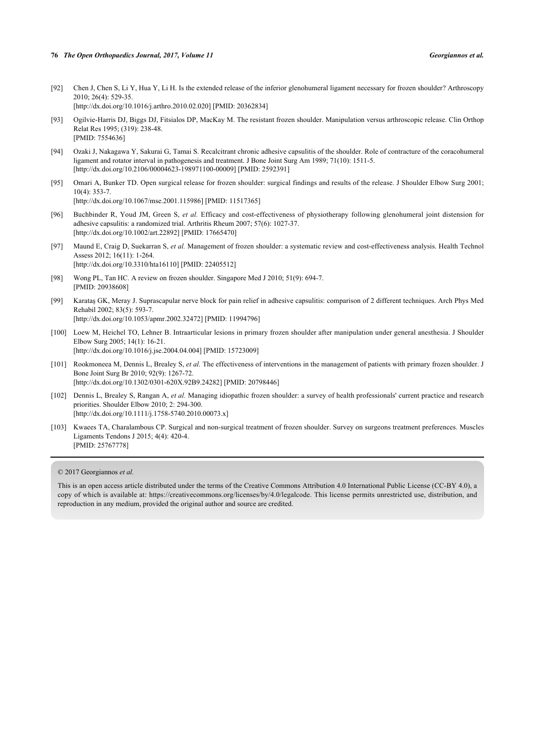[92] Chen J, Chen S, Li Y, Hua Y, Li H. Is the extended release of the inferior glenohumeral ligament necessary for frozen shoulder? Arthroscopy 2010; 26(4): 529-35.
[http://dx.doi.org/10.1016/j.arthro.2010.02.020] [PMID: 20362834]

[93] Ogilvie-Harris DJ, Biggs DJ, Fitsialos DP, MacKay M. The resistant frozen shoulder. Manipulation versus arthroscopic release. Clin Orthop Relat Res 1995; (319): 238-48.
[PMID: 7554636]

[94] Ozaki J, Nakagawa Y, Sakurai G, Tamai S. Recalcitrant chronic adhesive capsulitis of the shoulder. Role of contracture of the coracohumeral ligament and rotator interval in pathogenesis and treatment. J Bone Joint Surg Am 1989; 71(10): 1511-5.
[http://dx.doi.org/10.2106/00004623-198971100-00009] [PMID: 2592391]

[95] Omari A, Bunker TD. Open surgical release for frozen shoulder: surgical findings and results of the release. J Shoulder Elbow Surg 2001; 10(4): 353-7.
[http://dx.doi.org/10.1067/mse.2001.115986] [PMID: 11517365]

[96] Buchbinder R, Youd JM, Green S, *et al.* Efficacy and cost-effectiveness of physiotherapy following glenohumeral joint distension for adhesive capsulitis: a randomized trial. Arthritis Rheum 2007; 57(6): 1027-37.
[http://dx.doi.org/10.1002/art.22892] [PMID: 17665470]

[97] Maund E, Craig D, Suekarran S, *et al.* Management of frozen shoulder: a systematic review and cost-effectiveness analysis. Health Technol Assess 2012; 16(11): 1-264.
[http://dx.doi.org/10.3310/hta16110] [PMID: 22405512]

[98] Wong PL, Tan HC. A review on frozen shoulder. Singapore Med J 2010; 51(9): 694-7.
[PMID: 20938608]

[99] Karataş GK, Meray J. Suprascapular nerve block for pain relief in adhesive capsulitis: comparison of 2 different techniques. Arch Phys Med Rehabil 2002; 83(5): 593-7.
[http://dx.doi.org/10.1053/apmr.2002.32472] [PMID: 11994796]

[100] Loew M, Heichel TO, Lehner B. Intraarticular lesions in primary frozen shoulder after manipulation under general anesthesia. J Shoulder Elbow Surg 2005; 14(1): 16-21.
[http://dx.doi.org/10.1016/j.jse.2004.04.004] [PMID: 15723009]

[101] Rookmoneea M, Dennis L, Brealey S, *et al.* The effectiveness of interventions in the management of patients with primary frozen shoulder. J Bone Joint Surg Br 2010; 92(9): 1267-72.
[http://dx.doi.org/10.1302/0301-620X.92B9.24282] [PMID: 20798446]

[102] Dennis L, Brealey S, Rangan A, *et al.* Managing idiopathic frozen shoulder: a survey of health professionals' current practice and research priorities. Shoulder Elbow 2010; 2: 294-300.
[http://dx.doi.org/10.1111/j.1758-5740.2010.00073.x]

[103] Kwaees TA, Charalambous CP. Surgical and non-surgical treatment of frozen shoulder. Survey on surgeons treatment preferences. Muscles Ligaments Tendons J 2015; 4(4): 420-4.
[PMID: 25767778]

---

© 2017 Georgiannos *et al.*

This is an open access article distributed under the terms of the Creative Commons Attribution 4.0 International Public License (CC-BY 4.0), a copy of which is available at: https://creativecommons.org/licenses/by/4.0/legalcode. This license permits unrestricted use, distribution, and reproduction in any medium, provided the original author and source are credited.